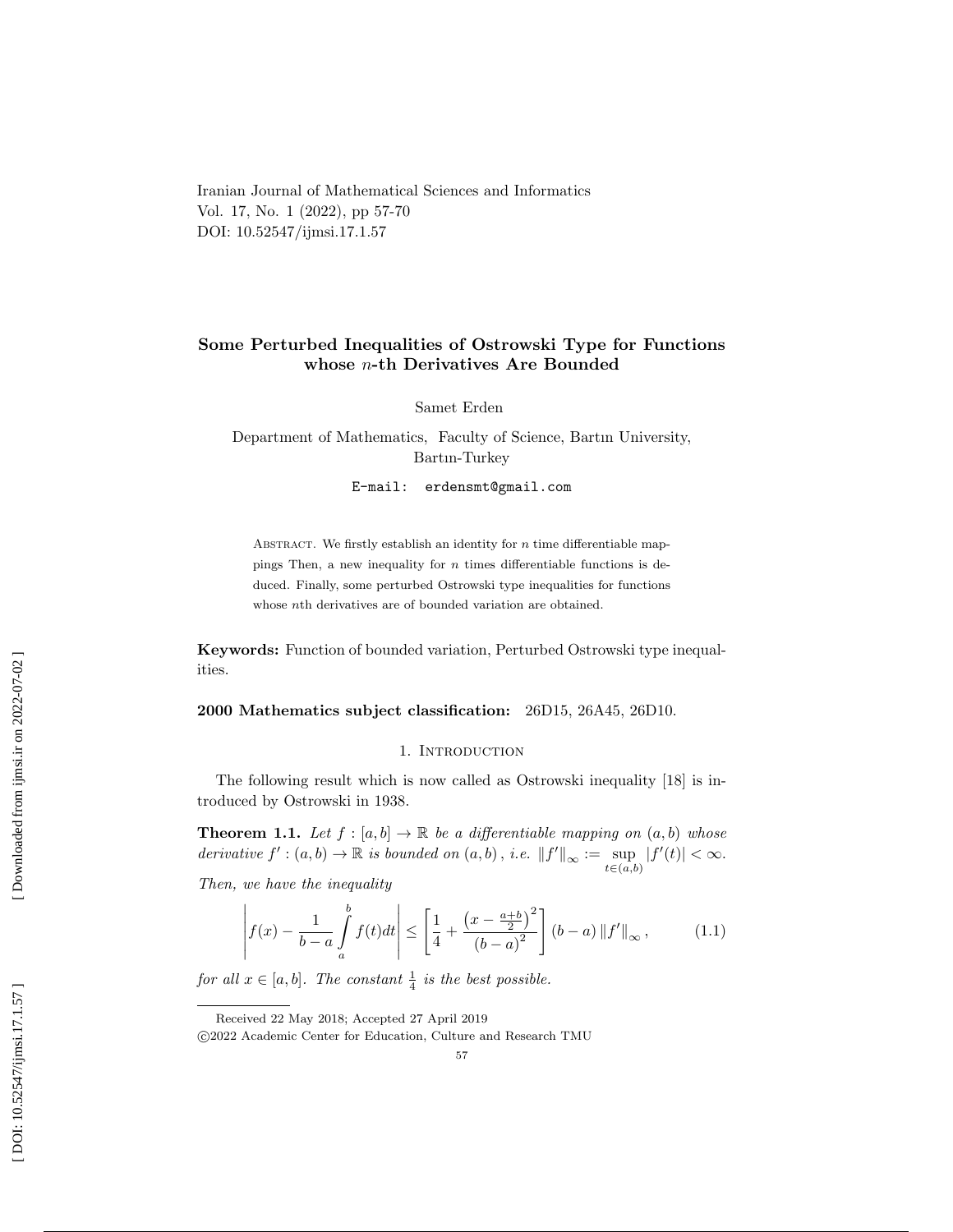Iranian Journal of Mathematical Sciences and Informatics
Vol. 17, No. 1 (2022), pp 57-70
DOI: 10.52547/ijmsi.17.1.57

# Some Perturbed Inequalities of Ostrowski Type for Functions whose $n$-th Derivatives Are Bounded

Samet Erden

Department of Mathematics, Faculty of Science, Bartın University, Bartın-Turkey

E-mail: erdensmt@gmail.com

Abstract. We firstly establish an identity for $n$ time differentiable mappings Then, a new inequality for $n$ times differentiable functions is deduced. Finally, some perturbed Ostrowski type inequalities for functions whose $n$th derivatives are of bounded variation are obtained.

**Keywords:** Function of bounded variation, Perturbed Ostrowski type inequalities.

**2000 Mathematics subject classification:** 26D15, 26A45, 26D10.

## 1. Introduction

The following result which is now called as Ostrowski inequality [18] is introduced by Ostrowski in 1938.

**Theorem 1.1.** *Let $f : [a, b] \to \mathbb{R}$ be a differentiable mapping on $(a, b)$ whose derivative $f' : (a, b) \to \mathbb{R}$ is bounded on $(a, b)$, i.e. $\|f'\|_\infty := \sup_{t\in(a,b)} |f'(t)| < \infty$. Then, we have the inequality*

$$\left| f(x) - \frac{1}{b-a}\int_a^b f(t)dt \right| \leq \left[ \frac{1}{4} + \frac{\left(x - \frac{a+b}{2}\right)^2}{(b-a)^2} \right] (b-a) \|f'\|_\infty , \tag{1.1}$$

*for all $x \in [a, b]$. The constant $\frac{1}{4}$ is the best possible.*

Received 22 May 2018; Accepted 27 April 2019
©2022 Academic Center for Education, Culture and Research TMU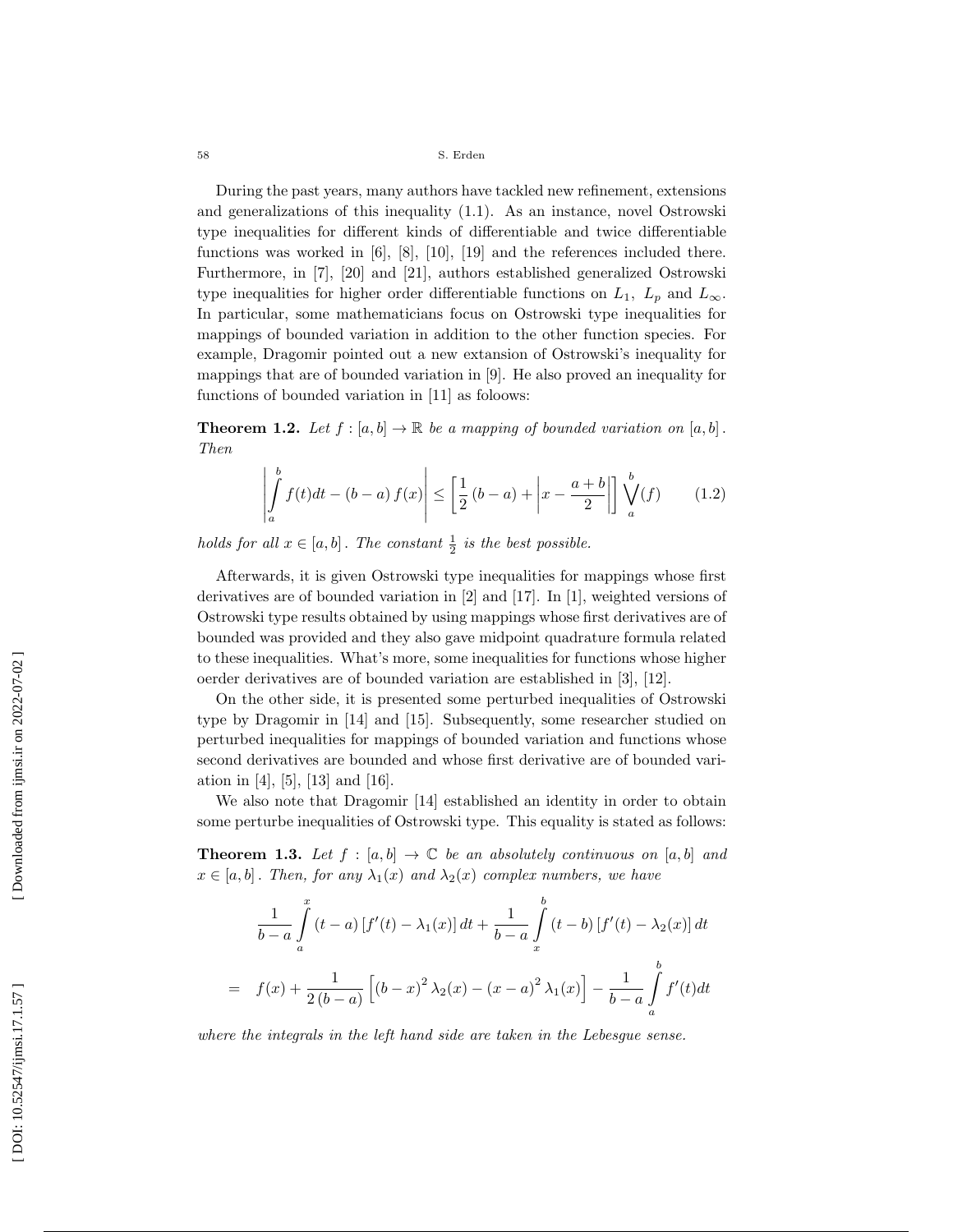During the past years, many authors have tackled new refinement, extensions and generalizations of this inequality (1.1). As an instance, novel Ostrowski type inequalities for different kinds of differentiable and twice differentiable functions was worked in [6], [8], [10], [19] and the references included there. Furthermore, in [7], [20] and [21], authors established generalized Ostrowski type inequalities for higher order differentiable functions on $L_1$, $L_p$ and $L_\infty$. In particular, some mathematicians focus on Ostrowski type inequalities for mappings of bounded variation in addition to the other function species. For example, Dragomir pointed out a new extansion of Ostrowski's inequality for mappings that are of bounded variation in [9]. He also proved an inequality for functions of bounded variation in [11] as foloows:

**Theorem 1.2.** *Let $f : [a,b] \to \mathbb{R}$ be a mapping of bounded variation on $[a,b]$. Then*

$$\left| \int_a^b f(t)dt - (b-a) f(x) \right| \leq \left[ \frac{1}{2}(b-a) + \left| x - \frac{a+b}{2} \right| \right] \bigvee_a^b (f) \tag{1.2}$$

*holds for all $x \in [a,b]$. The constant $\frac{1}{2}$ is the best possible.*

Afterwards, it is given Ostrowski type inequalities for mappings whose first derivatives are of bounded variation in [2] and [17]. In [1], weighted versions of Ostrowski type results obtained by using mappings whose first derivatives are of bounded was provided and they also gave midpoint quadrature formula related to these inequalities. What's more, some inequalities for functions whose higher oerder derivatives are of bounded variation are established in [3], [12].

On the other side, it is presented some perturbed inequalities of Ostrowski type by Dragomir in [14] and [15]. Subsequently, some researcher studied on perturbed inequalities for mappings of bounded variation and functions whose second derivatives are bounded and whose first derivative are of bounded variation in [4], [5], [13] and [16].

We also note that Dragomir [14] established an identity in order to obtain some perturbe inequalities of Ostrowski type. This equality is stated as follows:

**Theorem 1.3.** *Let $f : [a,b] \to \mathbb{C}$ be an absolutely continuous on $[a,b]$ and $x \in [a,b]$. Then, for any $\lambda_1(x)$ and $\lambda_2(x)$ complex numbers, we have*

$$\begin{aligned} & \frac{1}{b-a} \int_a^x (t-a)\left[f'(t) - \lambda_1(x)\right] dt + \frac{1}{b-a} \int_x^b (t-b)\left[f'(t) - \lambda_2(x)\right] dt \\ = \;& f(x) + \frac{1}{2(b-a)} \left[ (b-x)^2 \lambda_2(x) - (x-a)^2 \lambda_1(x) \right] - \frac{1}{b-a} \int_a^b f'(t)dt \end{aligned}$$

*where the integrals in the left hand side are taken in the Lebesgue sense.*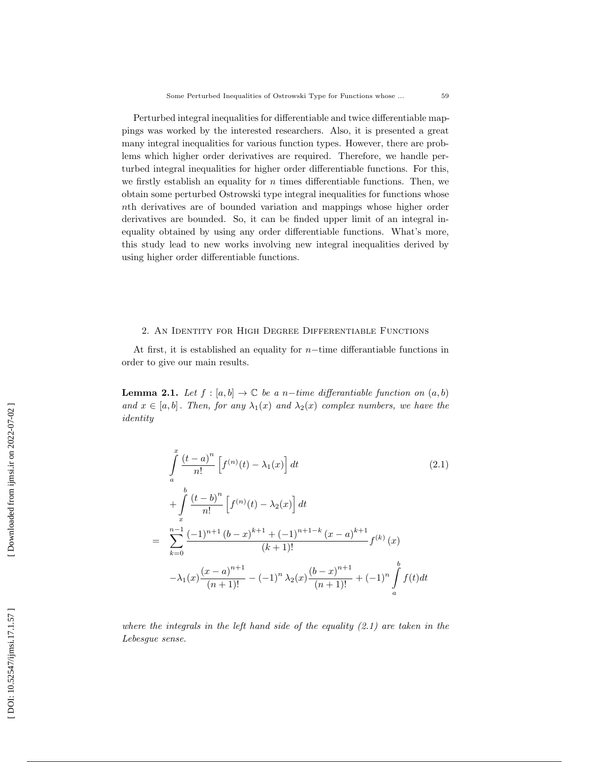Perturbed integral inequalities for differentiable and twice differentiable mappings was worked by the interested researchers. Also, it is presented a great many integral inequalities for various function types. However, there are problems which higher order derivatives are required. Therefore, we handle perturbed integral inequalities for higher order differentiable functions. For this, we firstly establish an equality for $n$ times differentiable functions. Then, we obtain some perturbed Ostrowski type integral inequalities for functions whose $n$th derivatives are of bounded variation and mappings whose higher order derivatives are bounded. So, it can be finded upper limit of an integral inequality obtained by using any order differentiable functions. What's more, this study lead to new works involving new integral inequalities derived by using higher order differentiable functions.

## 2. An Identity for High Degree Differentiable Functions

At first, it is established an equality for $n-$time differantiable functions in order to give our main results.

**Lemma 2.1.** *Let $f:[a,b]\to\mathbb{C}$ be a $n-$time differantiable function on $(a,b)$ and $x\in[a,b]$. Then, for any $\lambda_1(x)$ and $\lambda_2(x)$ complex numbers, we have the identity*

$$
\begin{aligned}
&\int_a^x \frac{(t-a)^n}{n!}\left[f^{(n)}(t)-\lambda_1(x)\right]dt \qquad (2.1)\\
&+\int_x^b \frac{(t-b)^n}{n!}\left[f^{(n)}(t)-\lambda_2(x)\right]dt\\
=\;&\sum_{k=0}^{n-1}\frac{(-1)^{n+1}(b-x)^{k+1}+(-1)^{n+1-k}(x-a)^{k+1}}{(k+1)!}f^{(k)}(x)\\
&-\lambda_1(x)\frac{(x-a)^{n+1}}{(n+1)!}-(-1)^n\lambda_2(x)\frac{(b-x)^{n+1}}{(n+1)!}+(-1)^n\int_a^b f(t)dt
\end{aligned}
$$

*where the integrals in the left hand side of the equality (2.1) are taken in the Lebesgue sense.*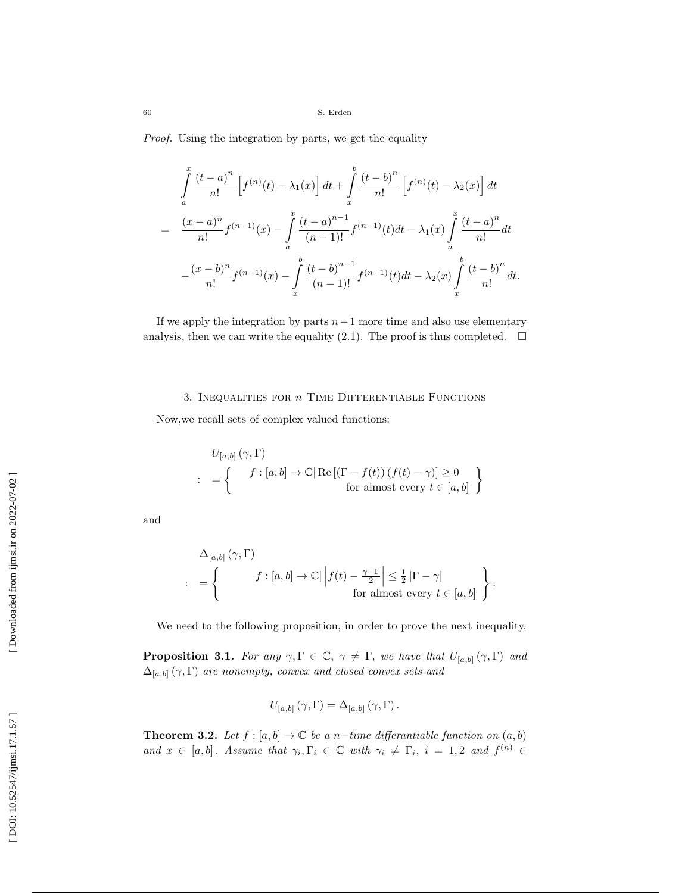*Proof.* Using the integration by parts, we get the equality

$$
\begin{aligned}
& \int_a^x \frac{(t-a)^n}{n!}\left[f^{(n)}(t)-\lambda_1(x)\right]dt+\int_x^b \frac{(t-b)^n}{n!}\left[f^{(n)}(t)-\lambda_2(x)\right]dt \\
= \; & \frac{(x-a)^n}{n!}f^{(n-1)}(x)-\int_a^x \frac{(t-a)^{n-1}}{(n-1)!}f^{(n-1)}(t)dt-\lambda_1(x)\int_a^x \frac{(t-a)^n}{n!}dt \\
& -\frac{(x-b)^n}{n!}f^{(n-1)}(x)-\int_x^b \frac{(t-b)^{n-1}}{(n-1)!}f^{(n-1)}(t)dt-\lambda_2(x)\int_x^b \frac{(t-b)^n}{n!}dt.
\end{aligned}
$$

If we apply the integration by parts $n-1$ more time and also use elementary analysis, then we can write the equality (2.1). The proof is thus completed. $\square$

## 3. Inequalities for $n$ Time Differentiable Functions

Now,we recall sets of complex valued functions:

$$
\begin{aligned}
& U_{[a,b]}(\gamma,\Gamma) \\
:= & \left\{ \begin{array}{r} f:[a,b]\to\mathbb{C} \,|\, \operatorname{Re}\left[(\Gamma-f(t))\left(\overline{f(t)}-\overline{\gamma}\right)\right]\geq 0 \\ \text{for almost every } t\in[a,b] \end{array} \right\}
\end{aligned}
$$

and

$$
\begin{aligned}
& \Delta_{[a,b]}(\gamma,\Gamma) \\
:= & \left\{ \begin{array}{r} f:[a,b]\to\mathbb{C} \,|\, \left|f(t)-\frac{\gamma+\Gamma}{2}\right|\leq\frac{1}{2}\left|\Gamma-\gamma\right| \\ \text{for almost every } t\in[a,b] \end{array} \right\}.
\end{aligned}
$$

We need to the following proposition, in order to prove the next inequality.

**Proposition 3.1.** *For any $\gamma,\Gamma\in\mathbb{C}$, $\gamma\neq\Gamma$, we have that $U_{[a,b]}(\gamma,\Gamma)$ and $\Delta_{[a,b]}(\gamma,\Gamma)$ are nonempty, convex and closed convex sets and*

$$
U_{[a,b]}(\gamma,\Gamma)=\Delta_{[a,b]}(\gamma,\Gamma).
$$

**Theorem 3.2.** *Let $f:[a,b]\to\mathbb{C}$ be a $n-$time differantiable function on $(a,b)$ and $x\in[a,b]$. Assume that $\gamma_i,\Gamma_i\in\mathbb{C}$ with $\gamma_i\neq\Gamma_i$, $i=1,2$ and $f^{(n)}\in$*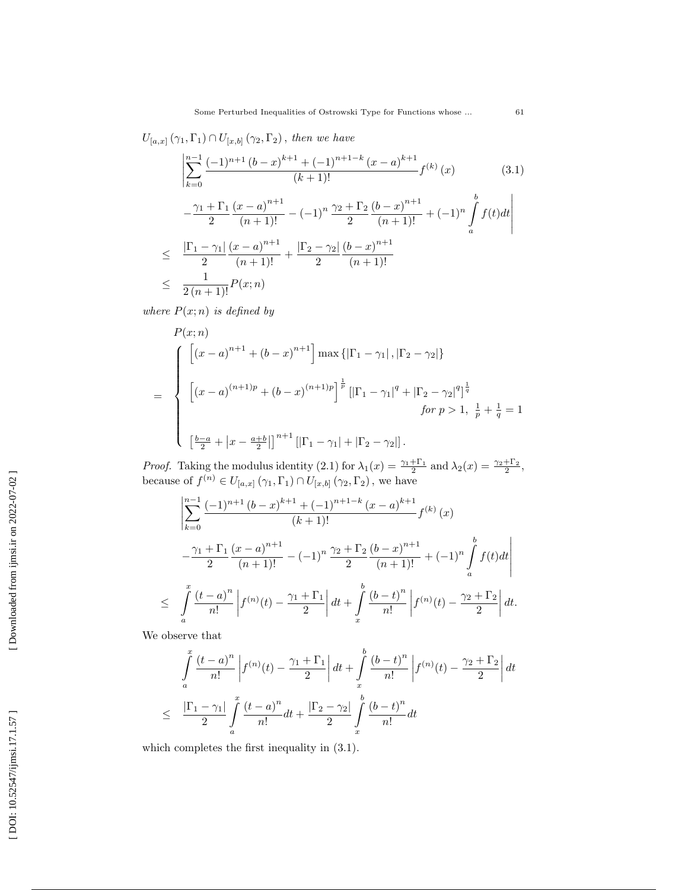$U_{[a,x]}(\gamma_1, \Gamma_1) \cap U_{[x,b]}(\gamma_2, \Gamma_2)$, *then we have*

$$
\begin{aligned}
& \left| \sum_{k=0}^{n-1} \frac{(-1)^{n+1}(b-x)^{k+1} + (-1)^{n+1-k}(x-a)^{k+1}}{(k+1)!} f^{(k)}(x) \right. \qquad (3.1) \\
& \left. - \frac{\gamma_1 + \Gamma_1}{2} \frac{(x-a)^{n+1}}{(n+1)!} - (-1)^n \frac{\gamma_2 + \Gamma_2}{2} \frac{(b-x)^{n+1}}{(n+1)!} + (-1)^n \int_a^b f(t)dt \right| \\
\leq \; & \frac{|\Gamma_1 - \gamma_1|}{2} \frac{(x-a)^{n+1}}{(n+1)!} + \frac{|\Gamma_2 - \gamma_2|}{2} \frac{(b-x)^{n+1}}{(n+1)!} \\
\leq \; & \frac{1}{2(n+1)!} P(x;n)
\end{aligned}
$$

*where* $P(x;n)$ *is defined by*

$$
P(x;n) = \begin{cases}
\left[ (x-a)^{n+1} + (b-x)^{n+1} \right] \max \{ |\Gamma_1 - \gamma_1|, |\Gamma_2 - \gamma_2| \} \\[2mm]
\left[ (x-a)^{(n+1)p} + (b-x)^{(n+1)p} \right]^{\frac{1}{p}} \left[ |\Gamma_1 - \gamma_1|^q + |\Gamma_2 - \gamma_2|^q \right]^{\frac{1}{q}} \\
\qquad\qquad\qquad\qquad\qquad\qquad \text{for } p > 1, \; \frac{1}{p} + \frac{1}{q} = 1 \\[2mm]
\left[ \frac{b-a}{2} + \left| x - \frac{a+b}{2} \right| \right]^{n+1} \left[ |\Gamma_1 - \gamma_1| + |\Gamma_2 - \gamma_2| \right].
\end{cases}
$$

*Proof.* Taking the modulus identity (2.1) for $\lambda_1(x) = \frac{\gamma_1 + \Gamma_1}{2}$ and $\lambda_2(x) = \frac{\gamma_2 + \Gamma_2}{2}$, because of $f^{(n)} \in U_{[a,x]}(\gamma_1, \Gamma_1) \cap U_{[x,b]}(\gamma_2, \Gamma_2)$, we have

$$
\begin{aligned}
& \left| \sum_{k=0}^{n-1} \frac{(-1)^{n+1}(b-x)^{k+1} + (-1)^{n+1-k}(x-a)^{k+1}}{(k+1)!} f^{(k)}(x) \right. \\
& \left. - \frac{\gamma_1 + \Gamma_1}{2} \frac{(x-a)^{n+1}}{(n+1)!} - (-1)^n \frac{\gamma_2 + \Gamma_2}{2} \frac{(b-x)^{n+1}}{(n+1)!} + (-1)^n \int_a^b f(t)dt \right| \\
\leq \; & \int_a^x \frac{(t-a)^n}{n!} \left| f^{(n)}(t) - \frac{\gamma_1 + \Gamma_1}{2} \right| dt + \int_x^b \frac{(b-t)^n}{n!} \left| f^{(n)}(t) - \frac{\gamma_2 + \Gamma_2}{2} \right| dt.
\end{aligned}
$$

We observe that

$$
\begin{aligned}
& \int_a^x \frac{(t-a)^n}{n!} \left| f^{(n)}(t) - \frac{\gamma_1 + \Gamma_1}{2} \right| dt + \int_x^b \frac{(b-t)^n}{n!} \left| f^{(n)}(t) - \frac{\gamma_2 + \Gamma_2}{2} \right| dt \\
\leq \; & \frac{|\Gamma_1 - \gamma_1|}{2} \int_a^x \frac{(t-a)^n}{n!} dt + \frac{|\Gamma_2 - \gamma_2|}{2} \int_x^b \frac{(b-t)^n}{n!} dt
\end{aligned}
$$

which completes the first inequality in (3.1).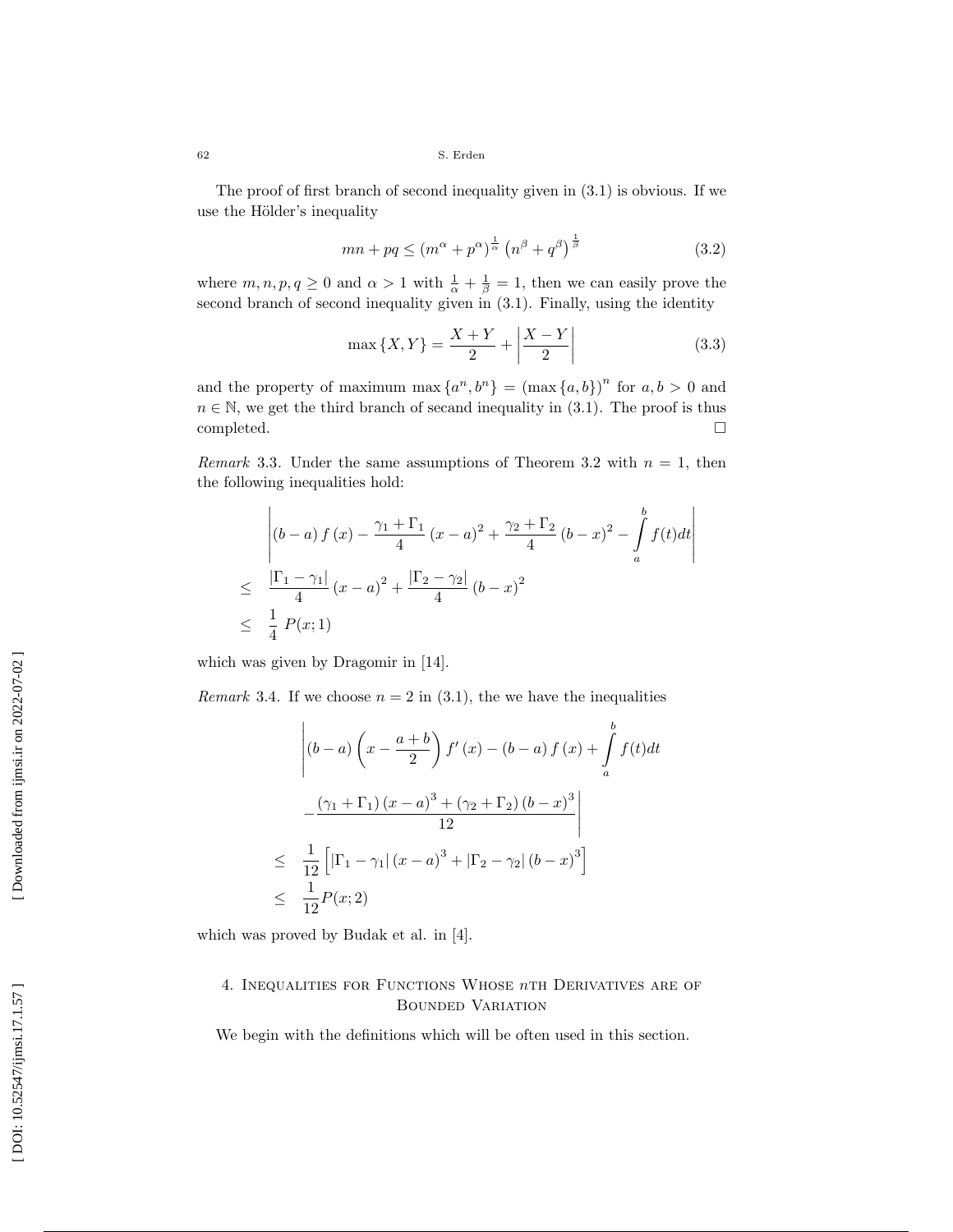The proof of first branch of second inequality given in (3.1) is obvious. If we use the Hölder's inequality

$$mn + pq \leq (m^{\alpha} + p^{\alpha})^{\frac{1}{\alpha}} \left(n^{\beta} + q^{\beta}\right)^{\frac{1}{\beta}} \tag{3.2}$$

where $m, n, p, q \geq 0$ and $\alpha > 1$ with $\frac{1}{\alpha} + \frac{1}{\beta} = 1$, then we can easily prove the second branch of second inequality given in (3.1). Finally, using the identity

$$\max\{X, Y\} = \frac{X+Y}{2} + \left|\frac{X-Y}{2}\right| \tag{3.3}$$

and the property of maximum $\max\{a^n, b^n\} = (\max\{a, b\})^n$ for $a, b > 0$ and $n \in \mathbb{N}$, we get the third branch of secand inequality in (3.1). The proof is thus completed. □

*Remark* 3.3. Under the same assumptions of Theorem 3.2 with $n = 1$, then the following inequalities hold:

$$\begin{aligned}
&\left|(b-a) f(x) - \frac{\gamma_1 + \Gamma_1}{4}(x-a)^2 + \frac{\gamma_2 + \Gamma_2}{4}(b-x)^2 - \int_a^b f(t)dt\right| \\
\leq\ & \frac{|\Gamma_1 - \gamma_1|}{4}(x-a)^2 + \frac{|\Gamma_2 - \gamma_2|}{4}(b-x)^2 \\
\leq\ & \frac{1}{4}\ P(x; 1)
\end{aligned}$$

which was given by Dragomir in [14].

*Remark* 3.4. If we choose $n = 2$ in (3.1), the we have the inequalities

$$\begin{aligned}
&\left|(b-a)\left(x - \frac{a+b}{2}\right) f'(x) - (b-a) f(x) + \int_a^b f(t)dt \right.\\
&\left. - \frac{(\gamma_1 + \Gamma_1)(x-a)^3 + (\gamma_2 + \Gamma_2)(b-x)^3}{12}\right| \\
\leq\ & \frac{1}{12}\left[|\Gamma_1 - \gamma_1|(x-a)^3 + |\Gamma_2 - \gamma_2|(b-x)^3\right] \\
\leq\ & \frac{1}{12} P(x; 2)
\end{aligned}$$

which was proved by Budak et al. in [4].

## 4. Inequalities for Functions Whose $n$th Derivatives are of Bounded Variation

We begin with the definitions which will be often used in this section.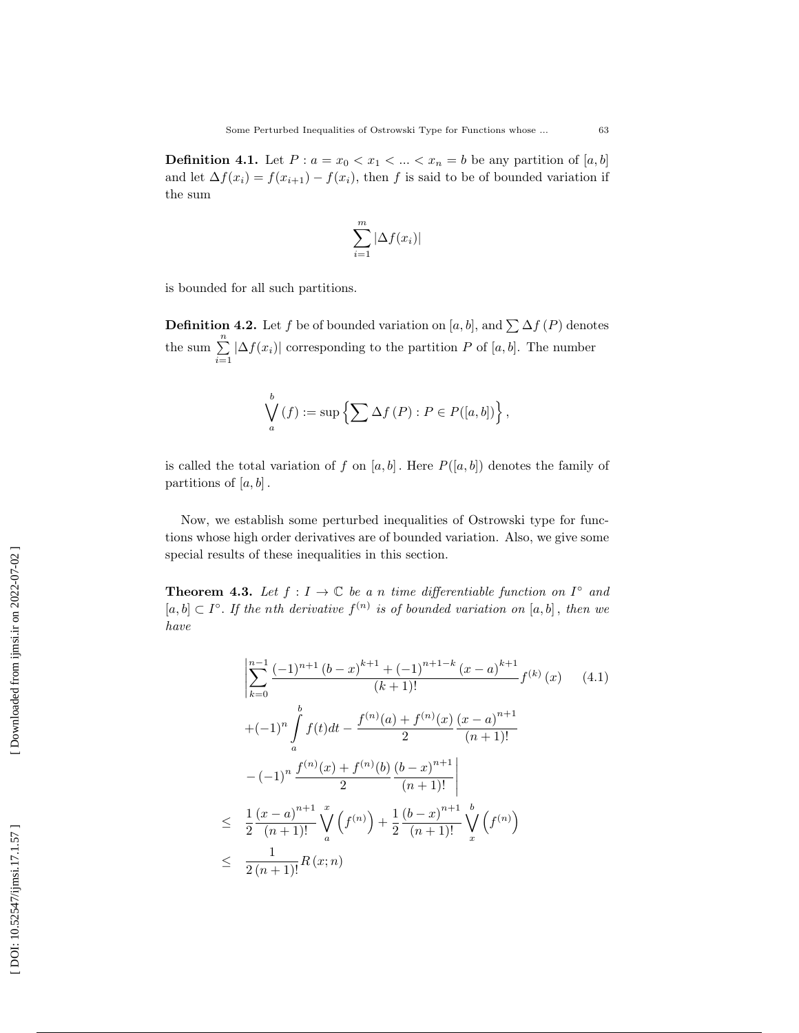**Definition 4.1.** Let $P : a = x_0 < x_1 < ... < x_n = b$ be any partition of $[a, b]$ and let $\Delta f(x_i) = f(x_{i+1}) - f(x_i)$, then $f$ is said to be of bounded variation if the sum

$$\sum_{i=1}^{m} |\Delta f(x_i)|$$

is bounded for all such partitions.

**Definition 4.2.** Let $f$ be of bounded variation on $[a, b]$, and $\sum \Delta f(P)$ denotes the sum $\sum_{i=1}^{n} |\Delta f(x_i)|$ corresponding to the partition $P$ of $[a, b]$. The number

$$\bigvee_a^b (f) := \sup \left\{ \sum \Delta f(P) : P \in P([a, b]) \right\},$$

is called the total variation of $f$ on $[a, b]$. Here $P([a, b])$ denotes the family of partitions of $[a, b]$.

Now, we establish some perturbed inequalities of Ostrowski type for functions whose high order derivatives are of bounded variation. Also, we give some special results of these inequalities in this section.

**Theorem 4.3.** *Let $f : I \to \mathbb{C}$ be a $n$ time differentiable function on $I^\circ$ and $[a, b] \subset I^\circ$. If the nth derivative $f^{(n)}$ is of bounded variation on $[a, b]$, then we have*

$$\begin{aligned}
&\left| \sum_{k=0}^{n-1} \frac{(-1)^{n+1}(b-x)^{k+1} + (-1)^{n+1-k}(x-a)^{k+1}}{(k+1)!} f^{(k)}(x) \right. \qquad (4.1)\\
&+(-1)^n \int_a^b f(t)dt - \frac{f^{(n)}(a) + f^{(n)}(x)}{2} \frac{(x-a)^{n+1}}{(n+1)!} \\
&\left. -(-1)^n \frac{f^{(n)}(x) + f^{(n)}(b)}{2} \frac{(b-x)^{n+1}}{(n+1)!} \right| \\
\leq\ & \frac{1}{2} \frac{(x-a)^{n+1}}{(n+1)!} \bigvee_a^x \left(f^{(n)}\right) + \frac{1}{2} \frac{(b-x)^{n+1}}{(n+1)!} \bigvee_x^b \left(f^{(n)}\right) \\
\leq\ & \frac{1}{2(n+1)!} R(x; n)
\end{aligned}$$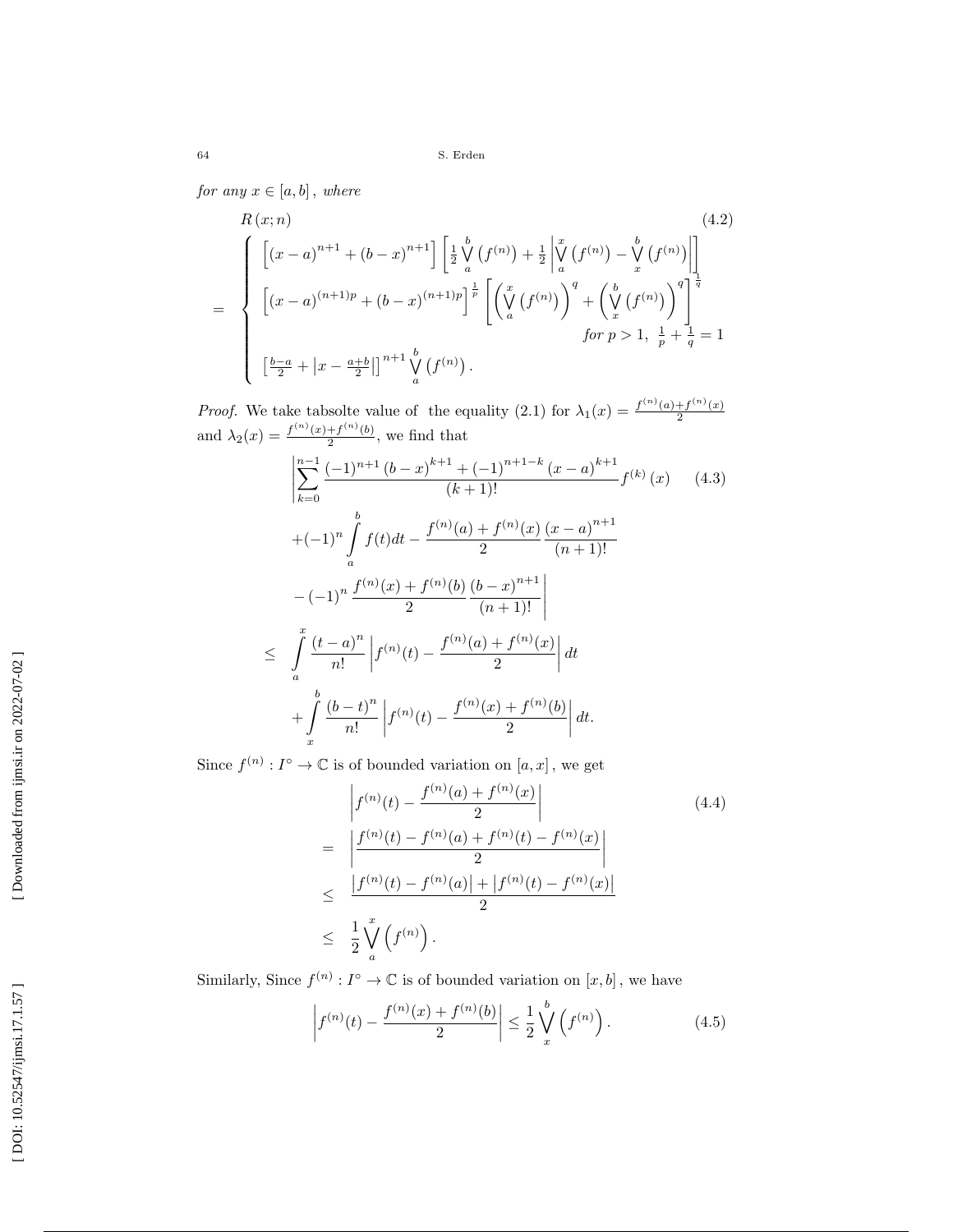for any $x \in [a,b]$, where

$$
R(x;n) \tag{4.2}
$$

$$
= \begin{cases} \left[(x-a)^{n+1} + (b-x)^{n+1}\right] \left[\frac{1}{2}\bigvee_a^b \left(f^{(n)}\right) + \frac{1}{2}\left|\bigvee_a^x \left(f^{(n)}\right) - \bigvee_x^b \left(f^{(n)}\right)\right|\right] \\ \left[(x-a)^{(n+1)p} + (b-x)^{(n+1)p}\right]^{\frac{1}{p}} \left[\left(\bigvee_a^x \left(f^{(n)}\right)\right)^q + \left(\bigvee_x^b \left(f^{(n)}\right)\right)^q\right]^{\frac{1}{q}} \\ \qquad\qquad\qquad\qquad\qquad\qquad\qquad\qquad \text{for } p>1,\ \frac{1}{p}+\frac{1}{q}=1 \\ \left[\frac{b-a}{2} + \left|x - \frac{a+b}{2}\right|\right]^{n+1} \bigvee_a^b \left(f^{(n)}\right). \end{cases}
$$

*Proof.* We take tabsolte value of the equality (2.1) for $\lambda_1(x) = \frac{f^{(n)}(a)+f^{(n)}(x)}{2}$ and $\lambda_2(x) = \frac{f^{(n)}(x)+f^{(n)}(b)}{2}$, we find that

$$
\left|\sum_{k=0}^{n-1} \frac{(-1)^{n+1}(b-x)^{k+1} + (-1)^{n+1-k}(x-a)^{k+1}}{(k+1)!} f^{(k)}(x) \right. \tag{4.3}
$$

$$
+(-1)^n \int_a^b f(t)dt - \frac{f^{(n)}(a)+f^{(n)}(x)}{2}\frac{(x-a)^{n+1}}{(n+1)!}
$$

$$
\left. -(-1)^n \frac{f^{(n)}(x)+f^{(n)}(b)}{2}\frac{(b-x)^{n+1}}{(n+1)!}\right|
$$

$$
\leq \int_a^x \frac{(t-a)^n}{n!}\left|f^{(n)}(t) - \frac{f^{(n)}(a)+f^{(n)}(x)}{2}\right| dt
$$

$$
+\int_x^b \frac{(b-t)^n}{n!}\left|f^{(n)}(t) - \frac{f^{(n)}(x)+f^{(n)}(b)}{2}\right| dt.
$$

Since $f^{(n)} : I^\circ \to \mathbb{C}$ is of bounded variation on $[a,x]$, we get

$$
\begin{aligned}
&\left|f^{(n)}(t) - \frac{f^{(n)}(a)+f^{(n)}(x)}{2}\right| \qquad\qquad (4.4) \\
=\ & \left|\frac{f^{(n)}(t)-f^{(n)}(a)+f^{(n)}(t)-f^{(n)}(x)}{2}\right| \\
\leq\ & \frac{\left|f^{(n)}(t)-f^{(n)}(a)\right| + \left|f^{(n)}(t)-f^{(n)}(x)\right|}{2} \\
\leq\ & \frac{1}{2}\bigvee_a^x \left(f^{(n)}\right).
\end{aligned}
$$

Similarly, Since $f^{(n)} : I^\circ \to \mathbb{C}$ is of bounded variation on $[x,b]$, we have

$$
\left|f^{(n)}(t) - \frac{f^{(n)}(x)+f^{(n)}(b)}{2}\right| \leq \frac{1}{2}\bigvee_x^b \left(f^{(n)}\right). \tag{4.5}
$$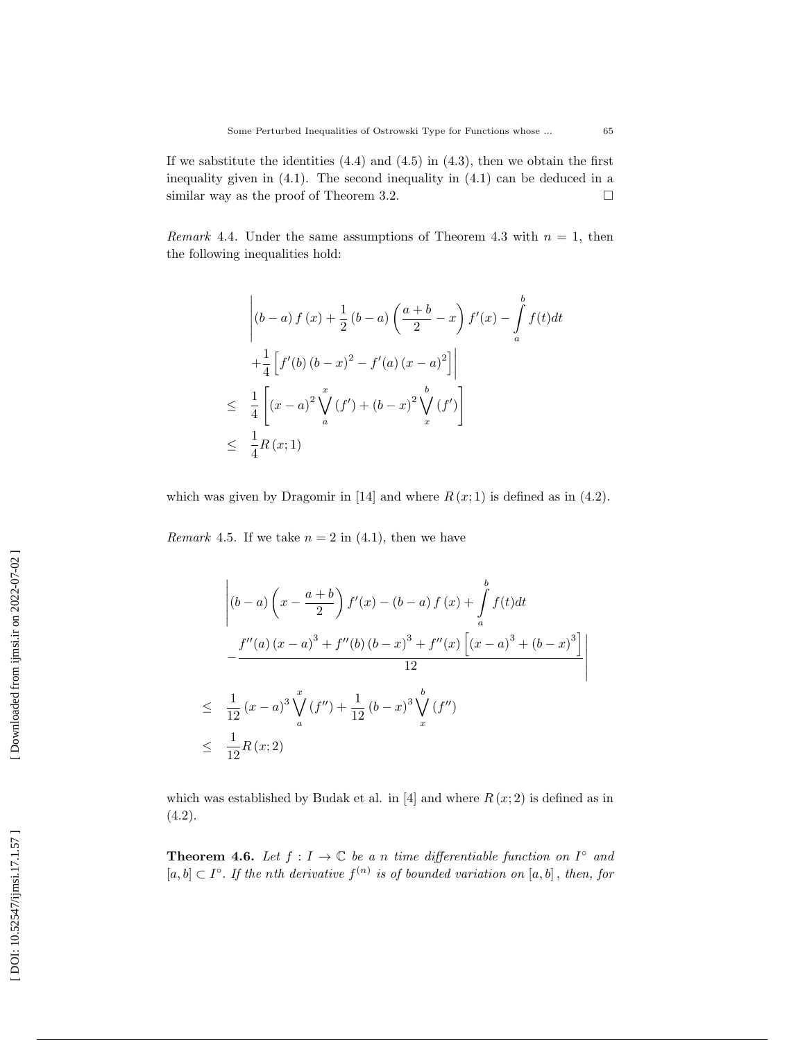If we sabstitute the identities (4.4) and (4.5) in (4.3), then we obtain the first inequality given in (4.1). The second inequality in (4.1) can be deduced in a similar way as the proof of Theorem 3.2. $\square$

*Remark* 4.4. Under the same assumptions of Theorem 4.3 with $n = 1$, then the following inequalities hold:

$$
\begin{aligned}
&\left| (b-a) f(x) + \frac{1}{2}(b-a)\left(\frac{a+b}{2} - x\right) f'(x) - \int_a^b f(t)dt \right. \\
&\left. + \frac{1}{4}\left[ f'(b)(b-x)^2 - f'(a)(x-a)^2 \right] \right| \\
\leq\ & \frac{1}{4}\left[ (x-a)^2 \bigvee_a^x (f') + (b-x)^2 \bigvee_x^b (f') \right] \\
\leq\ & \frac{1}{4} R(x;1)
\end{aligned}
$$

which was given by Dragomir in [14] and where $R(x;1)$ is defined as in (4.2).

*Remark* 4.5. If we take $n = 2$ in (4.1), then we have

$$
\begin{aligned}
&\left| (b-a)\left(x - \frac{a+b}{2}\right) f'(x) - (b-a) f(x) + \int_a^b f(t)dt \right. \\
&\left. - \frac{f''(a)(x-a)^3 + f''(b)(b-x)^3 + f''(x)\left[(x-a)^3 + (b-x)^3\right]}{12} \right| \\
\leq\ & \frac{1}{12}(x-a)^3 \bigvee_a^x (f'') + \frac{1}{12}(b-x)^3 \bigvee_x^b (f'') \\
\leq\ & \frac{1}{12} R(x;2)
\end{aligned}
$$

which was established by Budak et al. in [4] and where $R(x;2)$ is defined as in (4.2).

**Theorem 4.6.** *Let $f : I \to \mathbb{C}$ be a $n$ time differentiable function on $I^\circ$ and $[a,b] \subset I^\circ$. If the nth derivative $f^{(n)}$ is of bounded variation on $[a,b]$, then, for*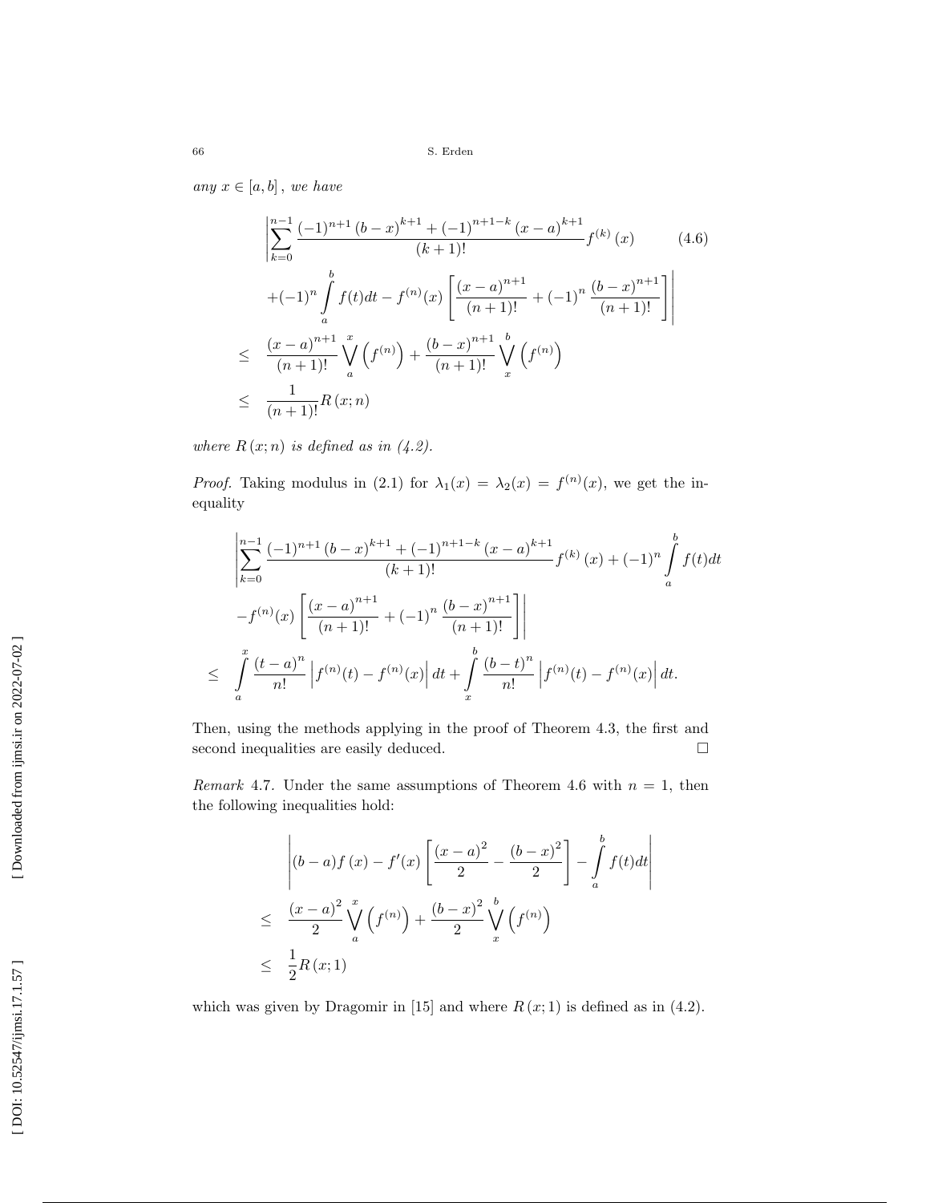*any* $x \in [a,b]$, *we have*

$$
\begin{aligned}
&\left|\sum_{k=0}^{n-1} \frac{(-1)^{n+1}(b-x)^{k+1} + (-1)^{n+1-k}(x-a)^{k+1}}{(k+1)!} f^{(k)}(x) \right. \qquad (4.6)\\
&\left. +(-1)^n \int_a^b f(t)dt - f^{(n)}(x)\left[\frac{(x-a)^{n+1}}{(n+1)!} + (-1)^n \frac{(b-x)^{n+1}}{(n+1)!}\right]\right| \\
\leq\ & \frac{(x-a)^{n+1}}{(n+1)!} \bigvee_a^x \left(f^{(n)}\right) + \frac{(b-x)^{n+1}}{(n+1)!} \bigvee_x^b \left(f^{(n)}\right) \\
\leq\ & \frac{1}{(n+1)!} R(x;n)
\end{aligned}
$$

*where* $R(x;n)$ *is defined as in (4.2).*

*Proof.* Taking modulus in (2.1) for $\lambda_1(x) = \lambda_2(x) = f^{(n)}(x)$, we get the inequality

$$
\begin{aligned}
&\left|\sum_{k=0}^{n-1} \frac{(-1)^{n+1}(b-x)^{k+1} + (-1)^{n+1-k}(x-a)^{k+1}}{(k+1)!} f^{(k)}(x) + (-1)^n \int_a^b f(t)dt \right. \\
&\left. -f^{(n)}(x)\left[\frac{(x-a)^{n+1}}{(n+1)!} + (-1)^n \frac{(b-x)^{n+1}}{(n+1)!}\right]\right| \\
\leq\ & \int_a^x \frac{(t-a)^n}{n!}\left|f^{(n)}(t) - f^{(n)}(x)\right| dt + \int_x^b \frac{(b-t)^n}{n!}\left|f^{(n)}(t) - f^{(n)}(x)\right| dt.
\end{aligned}
$$

Then, using the methods applying in the proof of Theorem 4.3, the first and second inequalities are easily deduced. □

*Remark* 4.7. Under the same assumptions of Theorem 4.6 with $n = 1$, then the following inequalities hold:

$$
\begin{aligned}
&\left|(b-a)f(x) - f'(x)\left[\frac{(x-a)^2}{2} - \frac{(b-x)^2}{2}\right] - \int_a^b f(t)dt\right| \\
\leq\ & \frac{(x-a)^2}{2} \bigvee_a^x \left(f^{(n)}\right) + \frac{(b-x)^2}{2} \bigvee_x^b \left(f^{(n)}\right) \\
\leq\ & \frac{1}{2} R(x;1)
\end{aligned}
$$

which was given by Dragomir in [15] and where $R(x;1)$ is defined as in (4.2).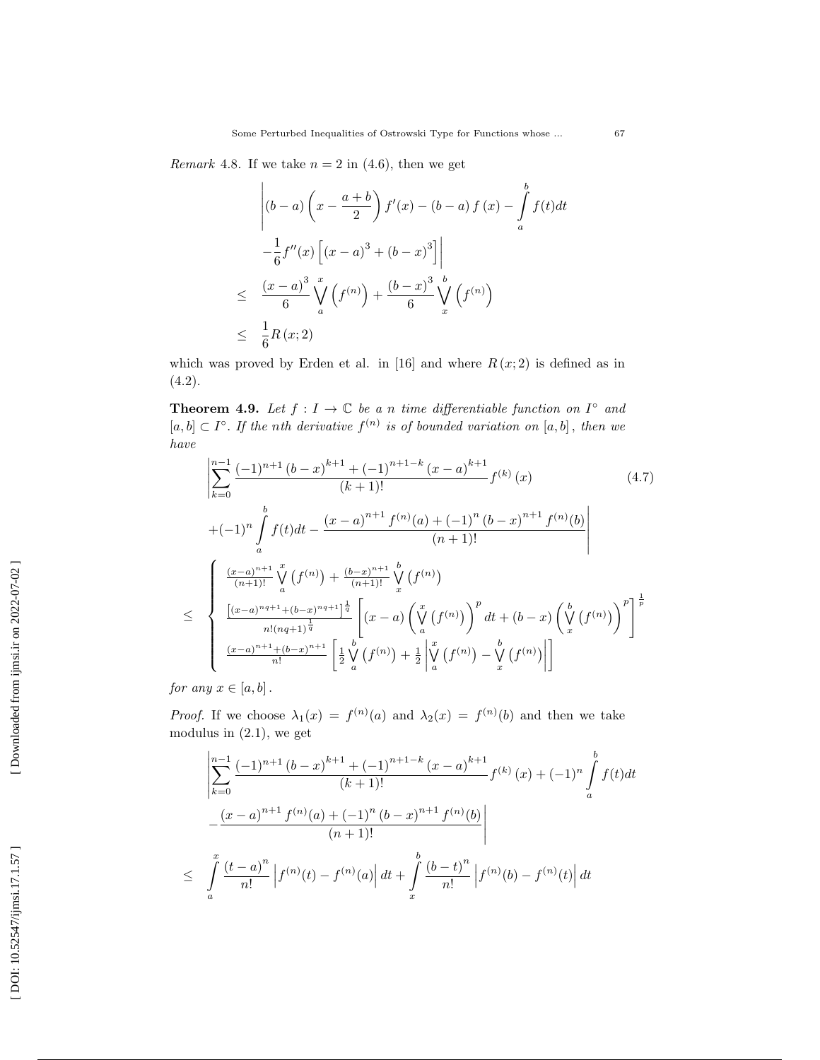*Remark* 4.8. If we take $n = 2$ in (4.6), then we get

$$
\begin{aligned}
&\left| (b-a)\left(x - \frac{a+b}{2}\right) f'(x) - (b-a) f(x) - \int_a^b f(t)dt \right. \\
&\left. -\frac{1}{6} f''(x) \left[ (x-a)^3 + (b-x)^3 \right] \right| \\
&\leq \frac{(x-a)^3}{6} \bigvee_a^x \left( f^{(n)} \right) + \frac{(b-x)^3}{6} \bigvee_x^b \left( f^{(n)} \right) \\
&\leq \frac{1}{6} R(x; 2)
\end{aligned}
$$

which was proved by Erden et al. in [16] and where $R(x; 2)$ is defined as in (4.2).

**Theorem 4.9.** *Let $f : I \to \mathbb{C}$ be a $n$ time differentiable function on $I^\circ$ and $[a, b] \subset I^\circ$. If the nth derivative $f^{(n)}$ is of bounded variation on $[a, b]$, then we have*

$$
\begin{aligned}
&\left| \sum_{k=0}^{n-1} \frac{(-1)^{n+1} (b-x)^{k+1} + (-1)^{n+1-k} (x-a)^{k+1}}{(k+1)!} f^{(k)}(x) \right. \qquad (4.7) \\
&\left. +(-1)^n \int_a^b f(t)dt - \frac{(x-a)^{n+1} f^{(n)}(a) + (-1)^n (b-x)^{n+1} f^{(n)}(b)}{(n+1)!} \right| \\
&\leq \begin{cases}
\frac{(x-a)^{n+1}}{(n+1)!} \bigvee_a^x \left( f^{(n)} \right) + \frac{(b-x)^{n+1}}{(n+1)!} \bigvee_x^b \left( f^{(n)} \right) \\
\frac{\left[ (x-a)^{nq+1} + (b-x)^{nq+1} \right]^{\frac{1}{q}}}{n!(nq+1)^{\frac{1}{q}}} \left[ (x-a) \left( \bigvee_a^x \left( f^{(n)} \right) \right)^p dt + (b-x) \left( \bigvee_x^b \left( f^{(n)} \right) \right)^p \right]^{\frac{1}{p}} \\
\frac{(x-a)^{n+1} + (b-x)^{n+1}}{n!} \left[ \frac{1}{2} \bigvee_a^b \left( f^{(n)} \right) + \frac{1}{2} \left| \bigvee_a^x \left( f^{(n)} \right) - \bigvee_x^b \left( f^{(n)} \right) \right| \right]
\end{cases}
\end{aligned}
$$

*for any $x \in [a, b]$.*

*Proof.* If we choose $\lambda_1(x) = f^{(n)}(a)$ and $\lambda_2(x) = f^{(n)}(b)$ and then we take modulus in (2.1), we get

$$
\begin{aligned}
&\left| \sum_{k=0}^{n-1} \frac{(-1)^{n+1} (b-x)^{k+1} + (-1)^{n+1-k} (x-a)^{k+1}}{(k+1)!} f^{(k)}(x) + (-1)^n \int_a^b f(t)dt \right. \\
&\left. - \frac{(x-a)^{n+1} f^{(n)}(a) + (-1)^n (b-x)^{n+1} f^{(n)}(b)}{(n+1)!} \right| \\
&\leq \int_a^x \frac{(t-a)^n}{n!} \left| f^{(n)}(t) - f^{(n)}(a) \right| dt + \int_x^b \frac{(b-t)^n}{n!} \left| f^{(n)}(b) - f^{(n)}(t) \right| dt
\end{aligned}
$$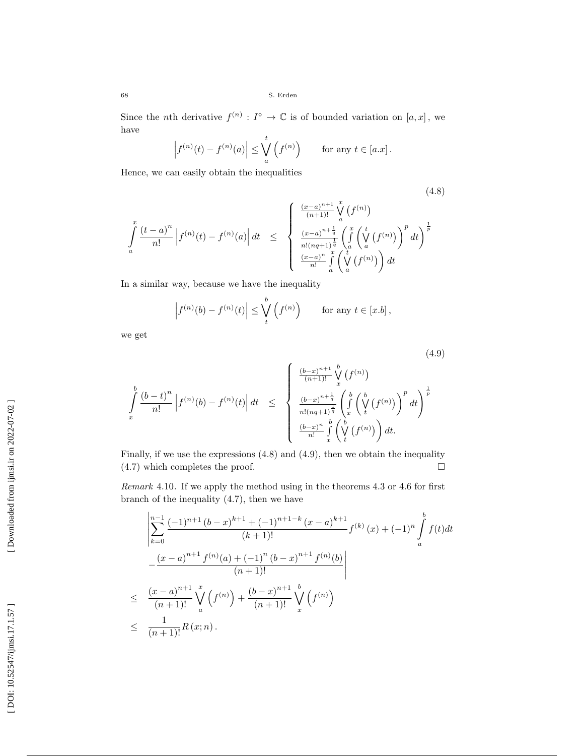Since the $n$th derivative $f^{(n)}: I^{\circ} \to \mathbb{C}$ is of bounded variation on $[a, x]$, we have

$$\left| f^{(n)}(t) - f^{(n)}(a) \right| \leq \bigvee_{a}^{t} \left( f^{(n)} \right) \qquad \text{for any } t \in [a.x].$$

Hence, we can easily obtain the inequalities

$$\int_{a}^{x} \frac{(t-a)^n}{n!} \left| f^{(n)}(t) - f^{(n)}(a) \right| dt \leq \begin{cases} \frac{(x-a)^{n+1}}{(n+1)!} \bigvee_{a}^{x} \left( f^{(n)} \right) \\ \frac{(x-a)^{n+\frac{1}{q}}}{n!(nq+1)^{\frac{1}{q}}} \left( \int_{a}^{x} \left( \bigvee_{a}^{t} \left( f^{(n)} \right) \right)^p dt \right)^{\frac{1}{p}} \\ \frac{(x-a)^n}{n!} \int_{a}^{x} \left( \bigvee_{a}^{t} \left( f^{(n)} \right) \right) dt \end{cases} \tag{4.8}$$

In a similar way, because we have the inequality

$$\left| f^{(n)}(b) - f^{(n)}(t) \right| \leq \bigvee_{t}^{b} \left( f^{(n)} \right) \qquad \text{for any } t \in [x.b],$$

we get

$$\int_{x}^{b} \frac{(b-t)^n}{n!} \left| f^{(n)}(b) - f^{(n)}(t) \right| dt \leq \begin{cases} \frac{(b-x)^{n+1}}{(n+1)!} \bigvee_{x}^{b} \left( f^{(n)} \right) \\ \frac{(b-x)^{n+\frac{1}{q}}}{n!(nq+1)^{\frac{1}{q}}} \left( \int_{x}^{b} \left( \bigvee_{t}^{b} \left( f^{(n)} \right) \right)^p dt \right)^{\frac{1}{p}} \\ \frac{(b-x)^n}{n!} \int_{x}^{b} \left( \bigvee_{t}^{b} \left( f^{(n)} \right) \right) dt. \end{cases} \tag{4.9}$$

Finally, if we use the expressions (4.8) and (4.9), then we obtain the inequality (4.7) which completes the proof. $\square$

*Remark* 4.10. If we apply the method using in the theorems 4.3 or 4.6 for first branch of the inequality (4.7), then we have

$$\begin{aligned}
&\left| \sum_{k=0}^{n-1} \frac{(-1)^{n+1} (b-x)^{k+1} + (-1)^{n+1-k} (x-a)^{k+1}}{(k+1)!} f^{(k)}(x) + (-1)^n \int_{a}^{b} f(t) dt \right. \\
&\left. - \frac{(x-a)^{n+1} f^{(n)}(a) + (-1)^n (b-x)^{n+1} f^{(n)}(b)}{(n+1)!} \right| \\
\leq\ & \frac{(x-a)^{n+1}}{(n+1)!} \bigvee_{a}^{x} \left( f^{(n)} \right) + \frac{(b-x)^{n+1}}{(n+1)!} \bigvee_{x}^{b} \left( f^{(n)} \right) \\
\leq\ & \frac{1}{(n+1)!} R(x; n).
\end{aligned}$$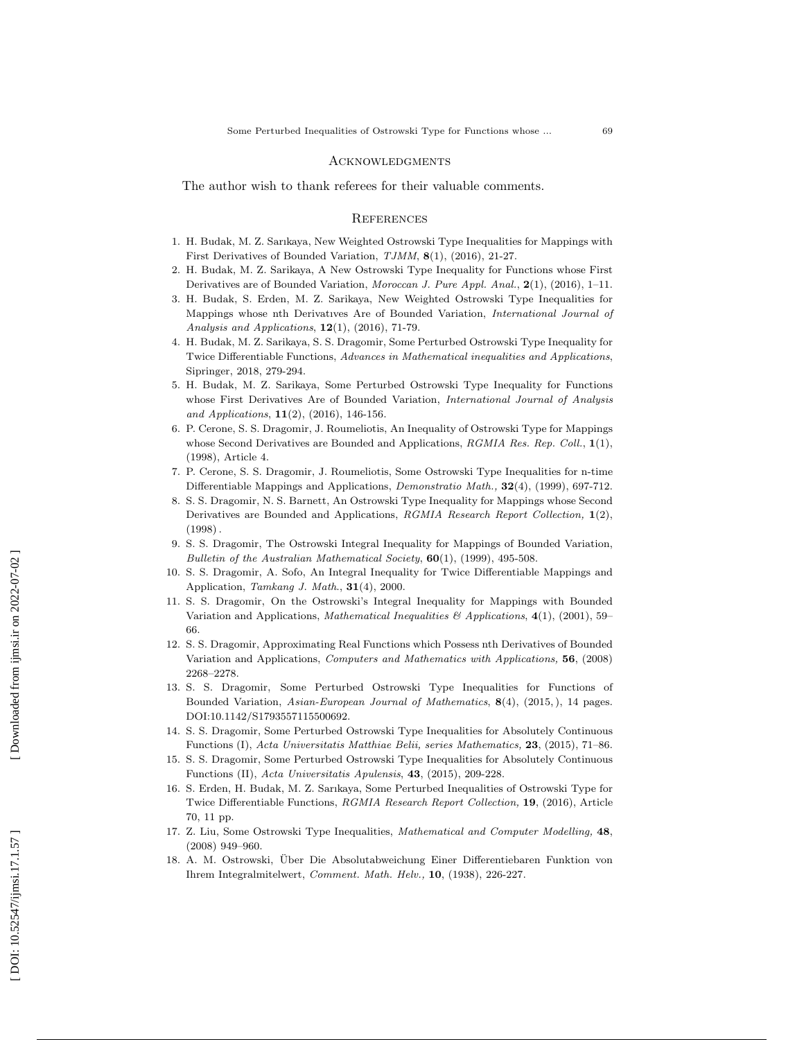## Acknowledgments

The author wish to thank referees for their valuable comments.

## References

1. H. Budak, M. Z. Sarıkaya, New Weighted Ostrowski Type Inequalities for Mappings with First Derivatives of Bounded Variation, *TJMM*, **8**(1), (2016), 21-27.
2. H. Budak, M. Z. Sarikaya, A New Ostrowski Type Inequality for Functions whose First Derivatives are of Bounded Variation, *Moroccan J. Pure Appl. Anal.*, **2**(1), (2016), 1–11.
3. H. Budak, S. Erden, M. Z. Sarikaya, New Weighted Ostrowski Type Inequalities for Mappings whose nth Derivatıves Are of Bounded Variation, *International Journal of Analysis and Applications*, **12**(1), (2016), 71-79.
4. H. Budak, M. Z. Sarikaya, S. S. Dragomir, Some Perturbed Ostrowski Type Inequality for Twice Differentiable Functions, *Advances in Mathematical inequalities and Applications*, Sipringer, 2018, 279-294.
5. H. Budak, M. Z. Sarikaya, Some Perturbed Ostrowski Type Inequality for Functions whose First Derivatives Are of Bounded Variation, *International Journal of Analysis and Applications*, **11**(2), (2016), 146-156.
6. P. Cerone, S. S. Dragomir, J. Roumeliotis, An Inequality of Ostrowski Type for Mappings whose Second Derivatives are Bounded and Applications, *RGMIA Res. Rep. Coll.*, **1**(1), (1998), Article 4.
7. P. Cerone, S. S. Dragomir, J. Roumeliotis, Some Ostrowski Type Inequalities for n-time Differentiable Mappings and Applications, *Demonstratio Math.,* **32**(4), (1999), 697-712.
8. S. S. Dragomir, N. S. Barnett, An Ostrowski Type Inequality for Mappings whose Second Derivatives are Bounded and Applications, *RGMIA Research Report Collection,* **1**(2), (1998) .
9. S. S. Dragomir, The Ostrowski Integral Inequality for Mappings of Bounded Variation, *Bulletin of the Australian Mathematical Society*, **60**(1), (1999), 495-508.
10. S. S. Dragomir, A. Sofo, An Integral Inequality for Twice Differentiable Mappings and Application, *Tamkang J. Math.*, **31**(4), 2000.
11. S. S. Dragomir, On the Ostrowski's Integral Inequality for Mappings with Bounded Variation and Applications, *Mathematical Inequalities & Applications*, **4**(1), (2001), 59–66.
12. S. S. Dragomir, Approximating Real Functions which Possess nth Derivatives of Bounded Variation and Applications, *Computers and Mathematics with Applications,* **56**, (2008) 2268–2278.
13. S. S. Dragomir, Some Perturbed Ostrowski Type Inequalities for Functions of Bounded Variation, *Asian-European Journal of Mathematics*, **8**(4), (2015, ), 14 pages. DOI:10.1142/S1793557115500692.
14. S. S. Dragomir, Some Perturbed Ostrowski Type Inequalities for Absolutely Continuous Functions (I), *Acta Universitatis Matthiae Belii, series Mathematics,* **23**, (2015), 71–86.
15. S. S. Dragomir, Some Perturbed Ostrowski Type Inequalities for Absolutely Continuous Functions (II), *Acta Universitatis Apulensis*, **43**, (2015), 209-228.
16. S. Erden, H. Budak, M. Z. Sarıkaya, Some Perturbed Inequalities of Ostrowski Type for Twice Differentiable Functions, *RGMIA Research Report Collection,* **19**, (2016), Article 70, 11 pp.
17. Z. Liu, Some Ostrowski Type Inequalities, *Mathematical and Computer Modelling,* **48**, (2008) 949–960.
18. A. M. Ostrowski, Über Die Absolutabweichung Einer Differentiebaren Funktion von Ihrem Integralmitelwert, *Comment. Math. Helv.,* **10**, (1938), 226-227.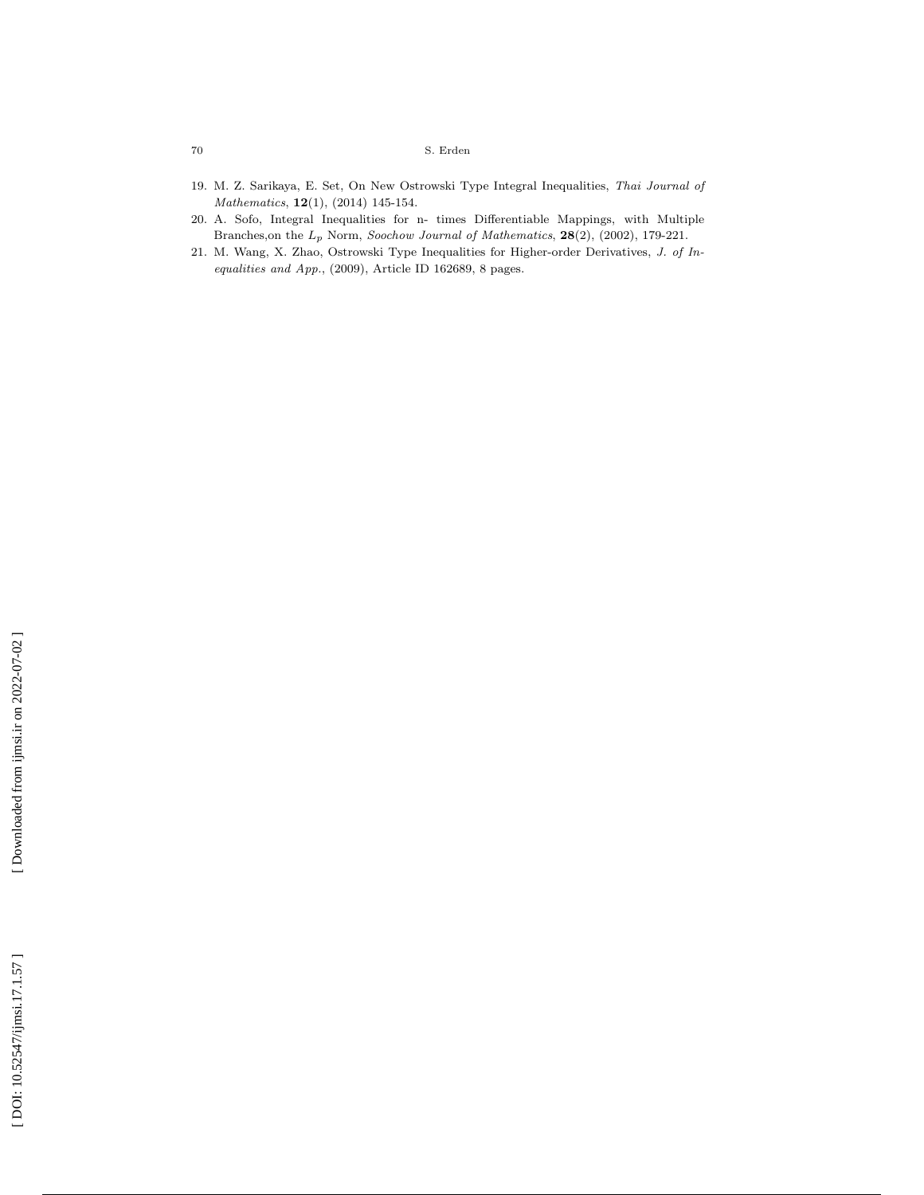19. M. Z. Sarikaya, E. Set, On New Ostrowski Type Integral Inequalities, *Thai Journal of Mathematics*, **12**(1), (2014) 145-154.
20. A. Sofo, Integral Inequalities for n- times Differentiable Mappings, with Multiple Branches,on the $L_p$ Norm, *Soochow Journal of Mathematics*, **28**(2), (2002), 179-221.
21. M. Wang, X. Zhao, Ostrowski Type Inequalities for Higher-order Derivatives, *J. of Inequalities and App.*, (2009), Article ID 162689, 8 pages.